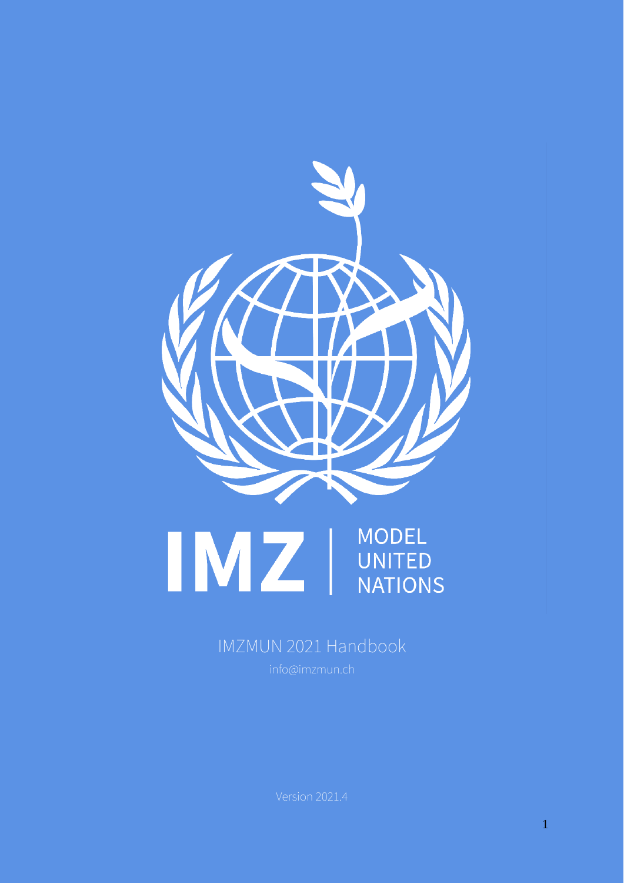IMZ | MODEL UNITED NATIONS

# IMZMUN 2021 Handbook

info@imzmun.ch

Version 2021.4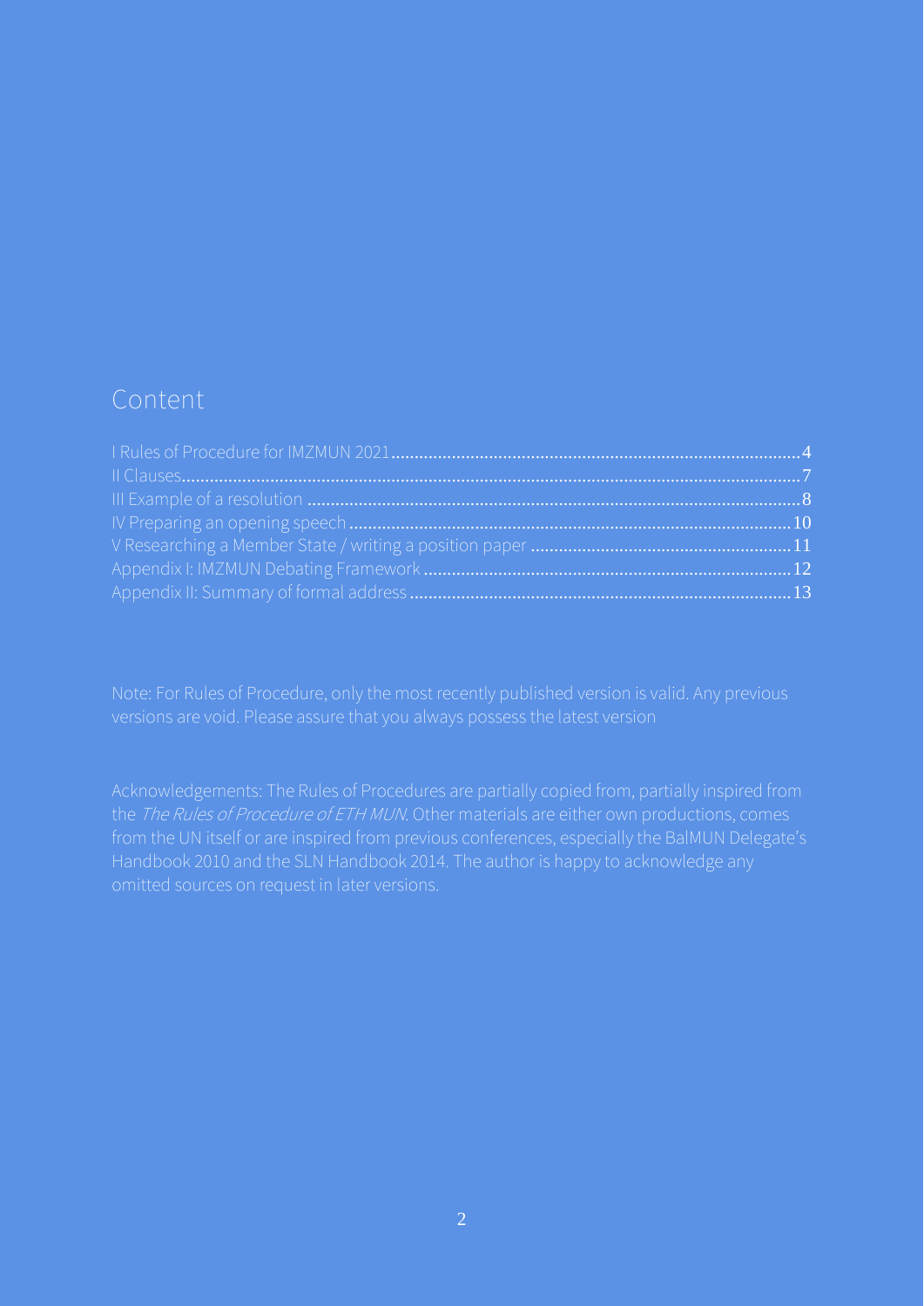# Content

- I Rules of Procedure for IMZMUN 2021 .......... 4
- II Clauses .......... 7
- III Example of a resolution .......... 8
- IV Preparing an opening speech .......... 10
- V Researching a Member State / writing a position paper .......... 11
- Appendix I: IMZMUN Debating Framework .......... 12
- Appendix II: Summary of formal address .......... 13

Note: For Rules of Procedure, only the most recently published version is valid. Any previous versions are void. Please assure that you always possess the latest version

Acknowledgements: The Rules of Procedures are partially copied from, partially inspired from the *The Rules of Procedure of ETH MUN*. Other materials are either own productions, comes from the UN itself or are inspired from previous conferences, especially the BalMUN Delegate's Handbook 2010 and the SLN Handbook 2014. The author is happy to acknowledge any omitted sources on request in later versions.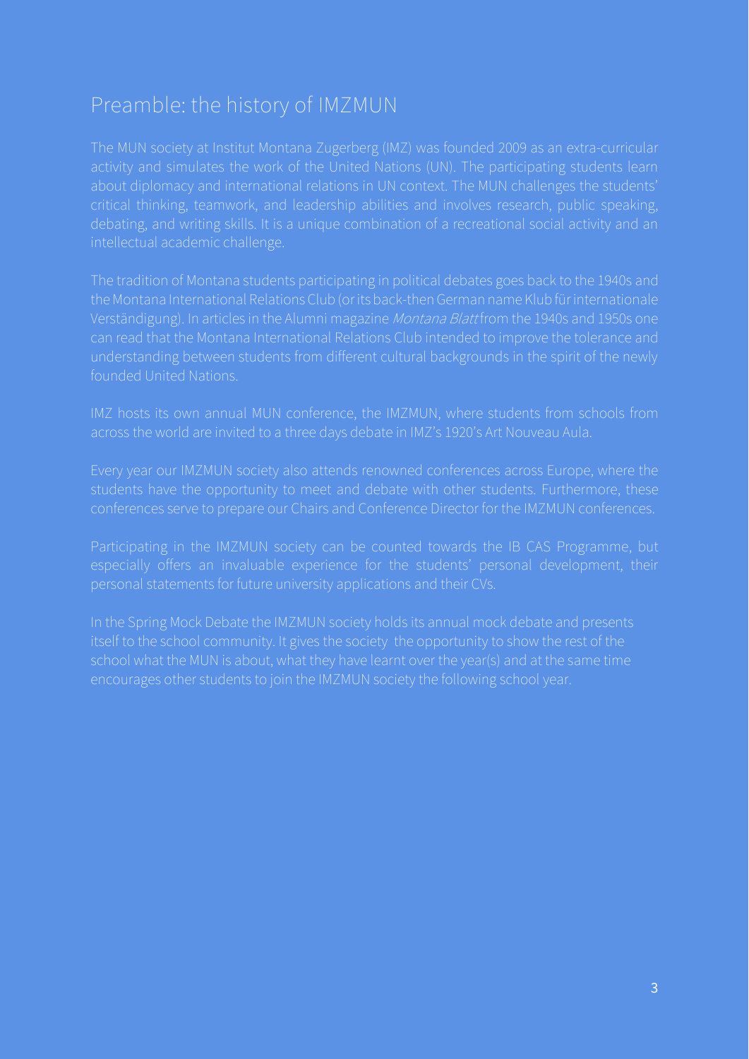# Preamble: the history of IMZMUN

The MUN society at Institut Montana Zugerberg (IMZ) was founded 2009 as an extra-curricular activity and simulates the work of the United Nations (UN). The participating students learn about diplomacy and international relations in UN context. The MUN challenges the students' critical thinking, teamwork, and leadership abilities and involves research, public speaking, debating, and writing skills. It is a unique combination of a recreational social activity and an intellectual academic challenge.

The tradition of Montana students participating in political debates goes back to the 1940s and the Montana International Relations Club (or its back-then German name Klub für internationale Verständigung). In articles in the Alumni magazine *Montana Blatt* from the 1940s and 1950s one can read that the Montana International Relations Club intended to improve the tolerance and understanding between students from different cultural backgrounds in the spirit of the newly founded United Nations.

IMZ hosts its own annual MUN conference, the IMZMUN, where students from schools from across the world are invited to a three days debate in IMZ's 1920's Art Nouveau Aula.

Every year our IMZMUN society also attends renowned conferences across Europe, where the students have the opportunity to meet and debate with other students. Furthermore, these conferences serve to prepare our Chairs and Conference Director for the IMZMUN conferences.

Participating in the IMZMUN society can be counted towards the IB CAS Programme, but especially offers an invaluable experience for the students' personal development, their personal statements for future university applications and their CVs.

In the Spring Mock Debate the IMZMUN society holds its annual mock debate and presents itself to the school community. It gives the society the opportunity to show the rest of the school what the MUN is about, what they have learnt over the year(s) and at the same time encourages other students to join the IMZMUN society the following school year.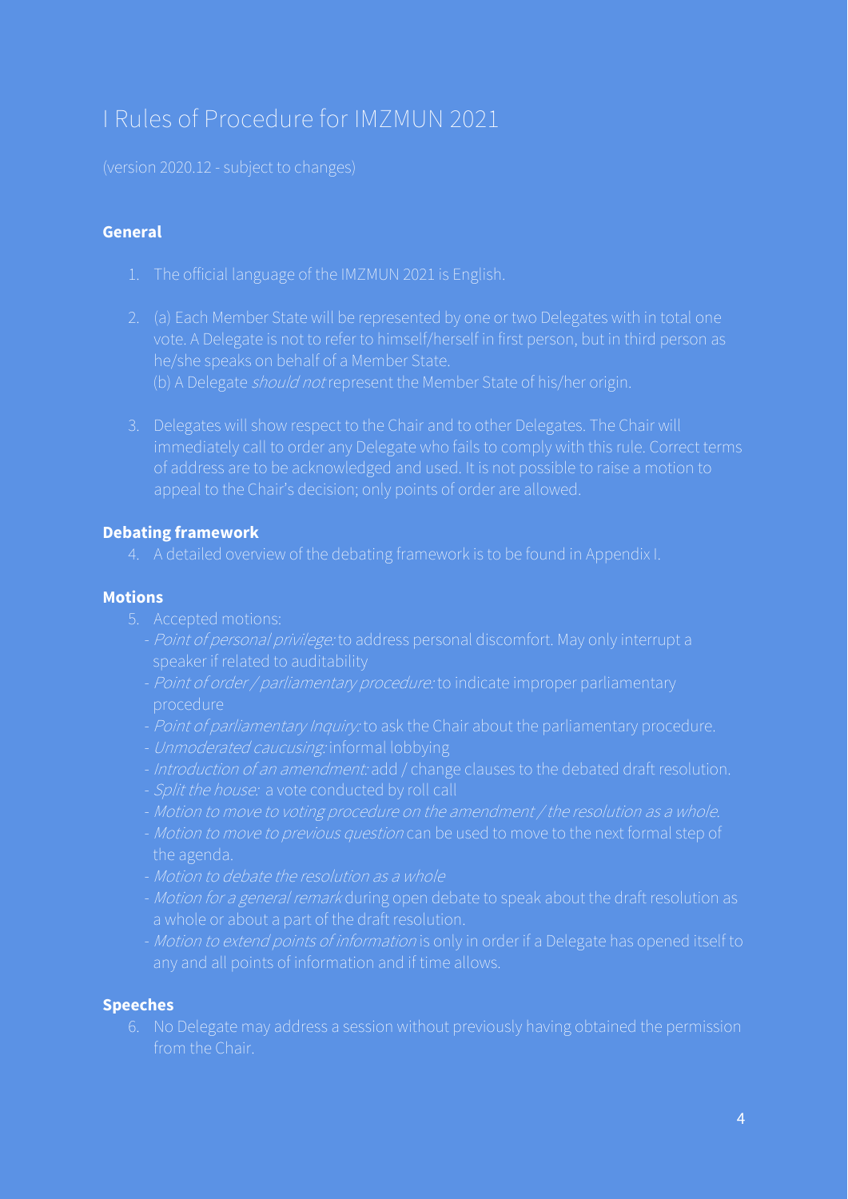# I Rules of Procedure for IMZMUN 2021

(version 2020.12 - subject to changes)

## General

1. The official language of the IMZMUN 2021 is English.

2. (a) Each Member State will be represented by one or two Delegates with in total one vote. A Delegate is not to refer to himself/herself in first person, but in third person as he/she speaks on behalf of a Member State.
   (b) A Delegate *should not* represent the Member State of his/her origin.

3. Delegates will show respect to the Chair and to other Delegates. The Chair will immediately call to order any Delegate who fails to comply with this rule. Correct terms of address are to be acknowledged and used. It is not possible to raise a motion to appeal to the Chair's decision; only points of order are allowed.

## Debating framework

4. A detailed overview of the debating framework is to be found in Appendix I.

## Motions

5. Accepted motions:
   - *Point of personal privilege:* to address personal discomfort. May only interrupt a speaker if related to auditability
   - *Point of order / parliamentary procedure:* to indicate improper parliamentary procedure
   - *Point of parliamentary Inquiry:* to ask the Chair about the parliamentary procedure.
   - *Unmoderated caucusing:* informal lobbying
   - *Introduction of an amendment:* add / change clauses to the debated draft resolution.
   - *Split the house:* a vote conducted by roll call
   - *Motion to move to voting procedure on the amendment / the resolution as a whole.*
   - *Motion to move to previous question* can be used to move to the next formal step of the agenda.
   - *Motion to debate the resolution as a whole*
   - *Motion for a general remark* during open debate to speak about the draft resolution as a whole or about a part of the draft resolution.
   - *Motion to extend points of information* is only in order if a Delegate has opened itself to any and all points of information and if time allows.

## Speeches

6. No Delegate may address a session without previously having obtained the permission from the Chair.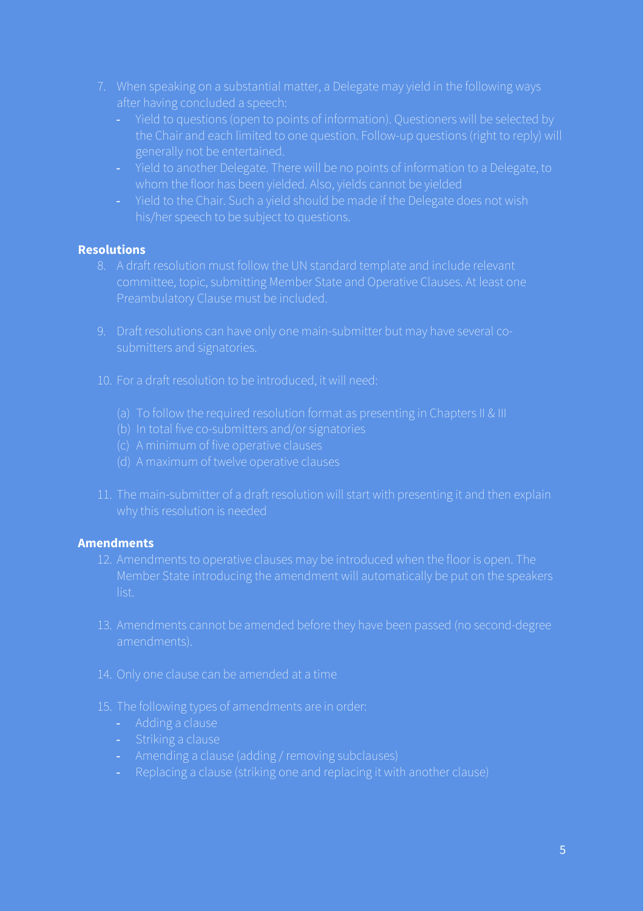7. When speaking on a substantial matter, a Delegate may yield in the following ways after having concluded a speech:
   - Yield to questions (open to points of information). Questioners will be selected by the Chair and each limited to one question. Follow-up questions (right to reply) will generally not be entertained.
   - Yield to another Delegate. There will be no points of information to a Delegate, to whom the floor has been yielded. Also, yields cannot be yielded
   - Yield to the Chair. Such a yield should be made if the Delegate does not wish his/her speech to be subject to questions.

**Resolutions**

8. A draft resolution must follow the UN standard template and include relevant committee, topic, submitting Member State and Operative Clauses. At least one Preambulatory Clause must be included.

9. Draft resolutions can have only one main-submitter but may have several co-submitters and signatories.

10. For a draft resolution to be introduced, it will need:

    (a) To follow the required resolution format as presenting in Chapters II & III
    (b) In total five co-submitters and/or signatories
    (c) A minimum of five operative clauses
    (d) A maximum of twelve operative clauses

11. The main-submitter of a draft resolution will start with presenting it and then explain why this resolution is needed

**Amendments**

12. Amendments to operative clauses may be introduced when the floor is open. The Member State introducing the amendment will automatically be put on the speakers list.

13. Amendments cannot be amended before they have been passed (no second-degree amendments).

14. Only one clause can be amended at a time

15. The following types of amendments are in order:
    - Adding a clause
    - Striking a clause
    - Amending a clause (adding / removing subclauses)
    - Replacing a clause (striking one and replacing it with another clause)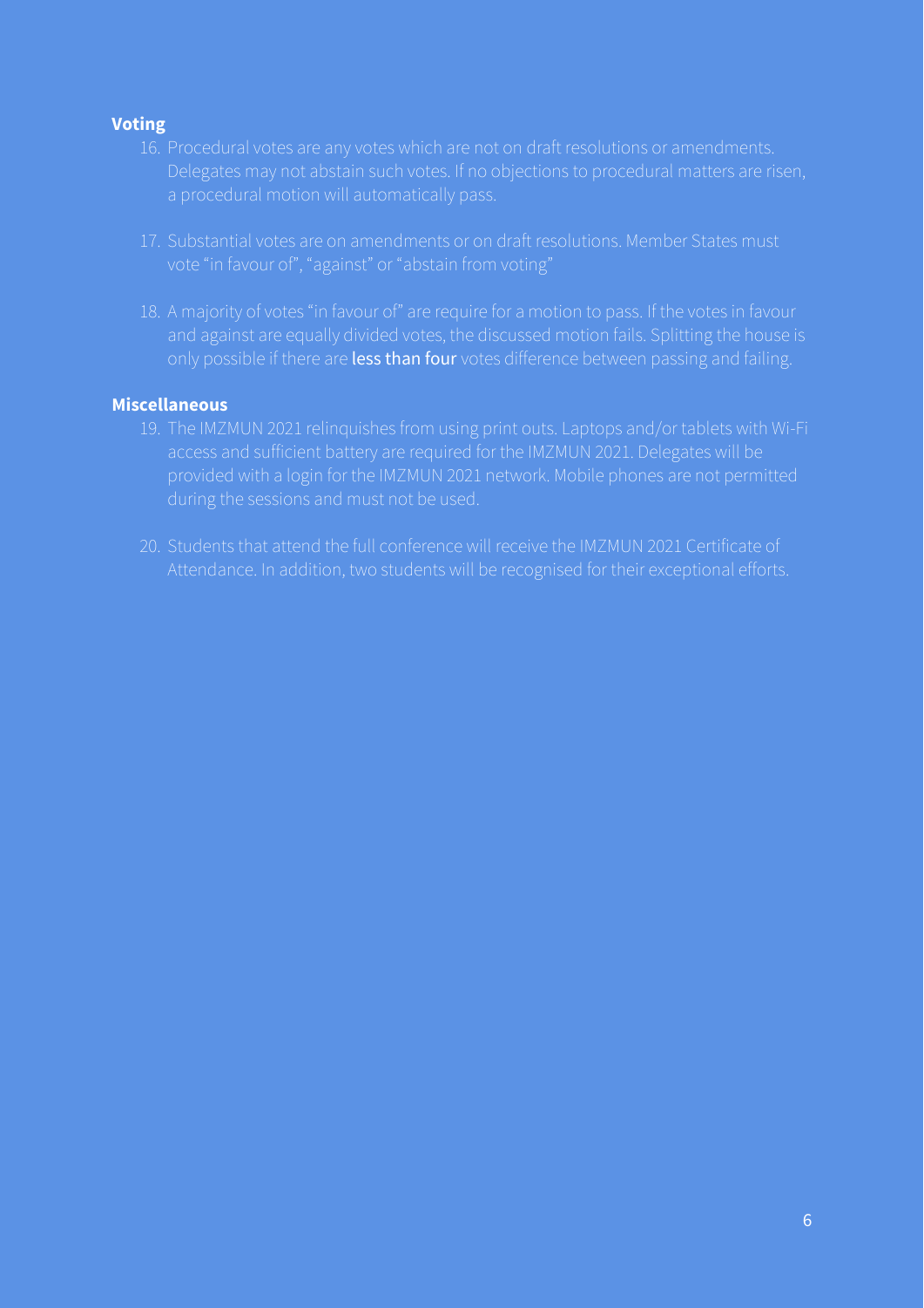**Voting**

16. Procedural votes are any votes which are not on draft resolutions or amendments. Delegates may not abstain such votes. If no objections to procedural matters are risen, a procedural motion will automatically pass.

17. Substantial votes are on amendments or on draft resolutions. Member States must vote "in favour of", "against" or "abstain from voting"

18. A majority of votes "in favour of" are require for a motion to pass. If the votes in favour and against are equally divided votes, the discussed motion fails. Splitting the house is only possible if there are **less than four** votes difference between passing and failing.

**Miscellaneous**

19. The IMZMUN 2021 relinquishes from using print outs. Laptops and/or tablets with Wi-Fi access and sufficient battery are required for the IMZMUN 2021. Delegates will be provided with a login for the IMZMUN 2021 network. Mobile phones are not permitted during the sessions and must not be used.

20. Students that attend the full conference will receive the IMZMUN 2021 Certificate of Attendance. In addition, two students will be recognised for their exceptional efforts.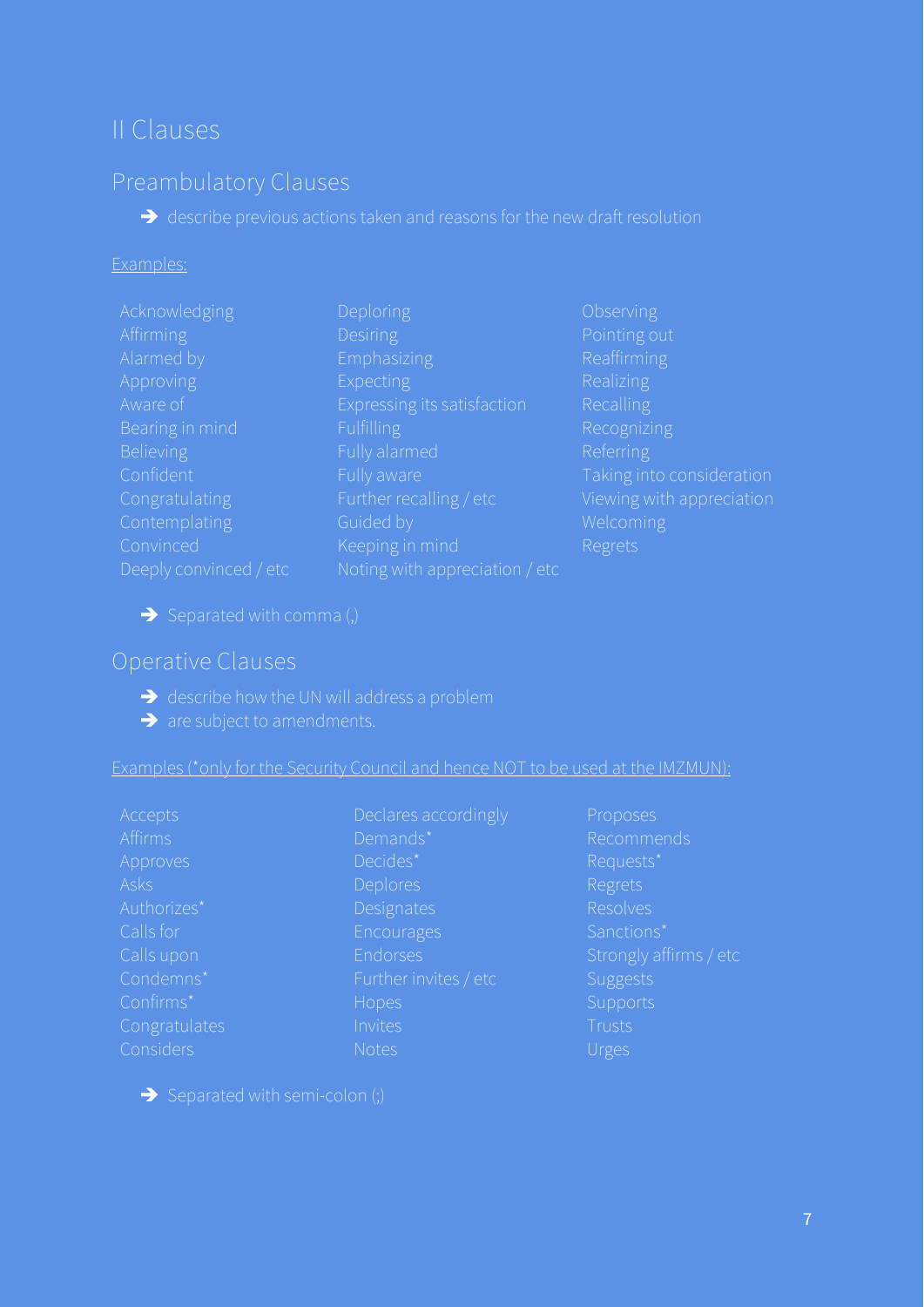# II Clauses

## Preambulatory Clauses

- ➔ describe previous actions taken and reasons for the new draft resolution

Examples:

| | | |
|---|---|---|
| Acknowledging | Deploring | Observing |
| Affirming | Desiring | Pointing out |
| Alarmed by | Emphasizing | Reaffirming |
| Approving | Expecting | Realizing |
| Aware of | Expressing its satisfaction | Recalling |
| Bearing in mind | Fulfilling | Recognizing |
| Believing | Fully alarmed | Referring |
| Confident | Fully aware | Taking into consideration |
| Congratulating | Further recalling / etc | Viewing with appreciation |
| Contemplating | Guided by | Welcoming |
| Convinced | Keeping in mind | Regrets |
| Deeply convinced / etc | Noting with appreciation / etc | |

- ➔ Separated with comma (,)

## Operative Clauses

- ➔ describe how the UN will address a problem
- ➔ are subject to amendments.

Examples (*only for the Security Council and hence NOT to be used at the IMZMUN):

| | | |
|---|---|---|
| Accepts | Declares accordingly | Proposes |
| Affirms | Demands* | Recommends |
| Approves | Decides* | Requests* |
| Asks | Deplores | Regrets |
| Authorizes* | Designates | Resolves |
| Calls for | Encourages | Sanctions* |
| Calls upon | Endorses | Strongly affirms / etc |
| Condemns* | Further invites / etc | Suggests |
| Confirms* | Hopes | Supports |
| Congratulates | Invites | Trusts |
| Considers | Notes | Urges |

- ➔ Separated with semi-colon (;)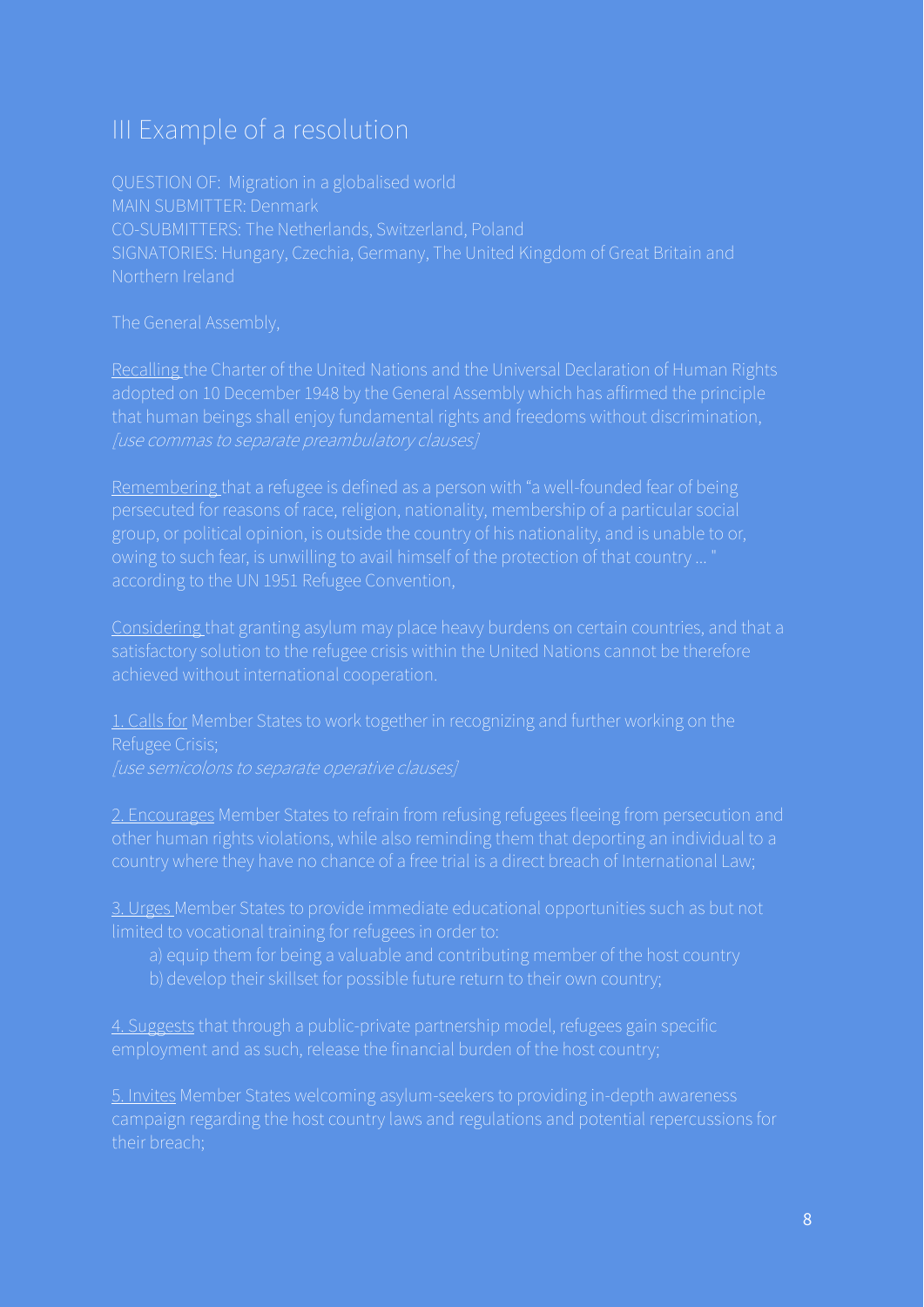# III Example of a resolution

QUESTION OF: Migration in a globalised world
MAIN SUBMITTER: Denmark
CO-SUBMITTERS: The Netherlands, Switzerland, Poland
SIGNATORIES: Hungary, Czechia, Germany, The United Kingdom of Great Britain and Northern Ireland

The General Assembly,

<u>Recalling</u> the Charter of the United Nations and the Universal Declaration of Human Rights adopted on 10 December 1948 by the General Assembly which has affirmed the principle that human beings shall enjoy fundamental rights and freedoms without discrimination, *[use commas to separate preambulatory clauses]*

<u>Remembering</u> that a refugee is defined as a person with "a well-founded fear of being persecuted for reasons of race, religion, nationality, membership of a particular social group, or political opinion, is outside the country of his nationality, and is unable to or, owing to such fear, is unwilling to avail himself of the protection of that country ... " according to the UN 1951 Refugee Convention,

<u>Considering</u> that granting asylum may place heavy burdens on certain countries, and that a satisfactory solution to the refugee crisis within the United Nations cannot be therefore achieved without international cooperation.

<u>1. Calls for</u> Member States to work together in recognizing and further working on the Refugee Crisis;
*[use semicolons to separate operative clauses]*

<u>2. Encourages</u> Member States to refrain from refusing refugees fleeing from persecution and other human rights violations, while also reminding them that deporting an individual to a country where they have no chance of a free trial is a direct breach of International Law;

<u>3. Urges</u> Member States to provide immediate educational opportunities such as but not limited to vocational training for refugees in order to:

a) equip them for being a valuable and contributing member of the host country
b) develop their skillset for possible future return to their own country;

<u>4. Suggests</u> that through a public-private partnership model, refugees gain specific employment and as such, release the financial burden of the host country;

<u>5. Invites</u> Member States welcoming asylum-seekers to providing in-depth awareness campaign regarding the host country laws and regulations and potential repercussions for their breach;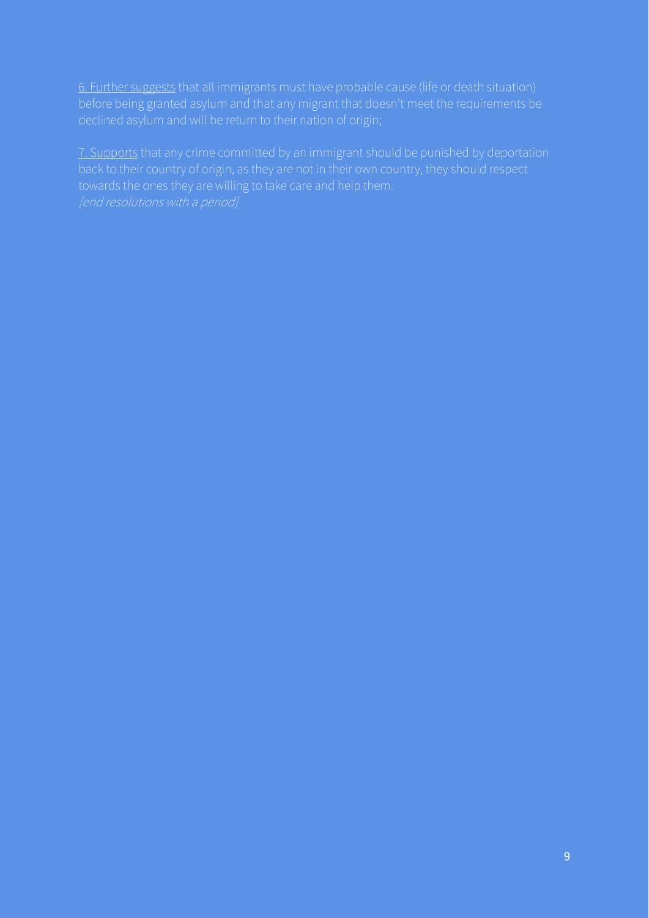<u>6. Further suggests</u> that all immigrants must have probable cause (life or death situation) before being granted asylum and that any migrant that doesn't meet the requirements be declined asylum and will be return to their nation of origin;

<u>7. Supports</u> that any crime committed by an immigrant should be punished by deportation back to their country of origin, as they are not in their own country, they should respect towards the ones they are willing to take care and help them.
*[end resolutions with a period]*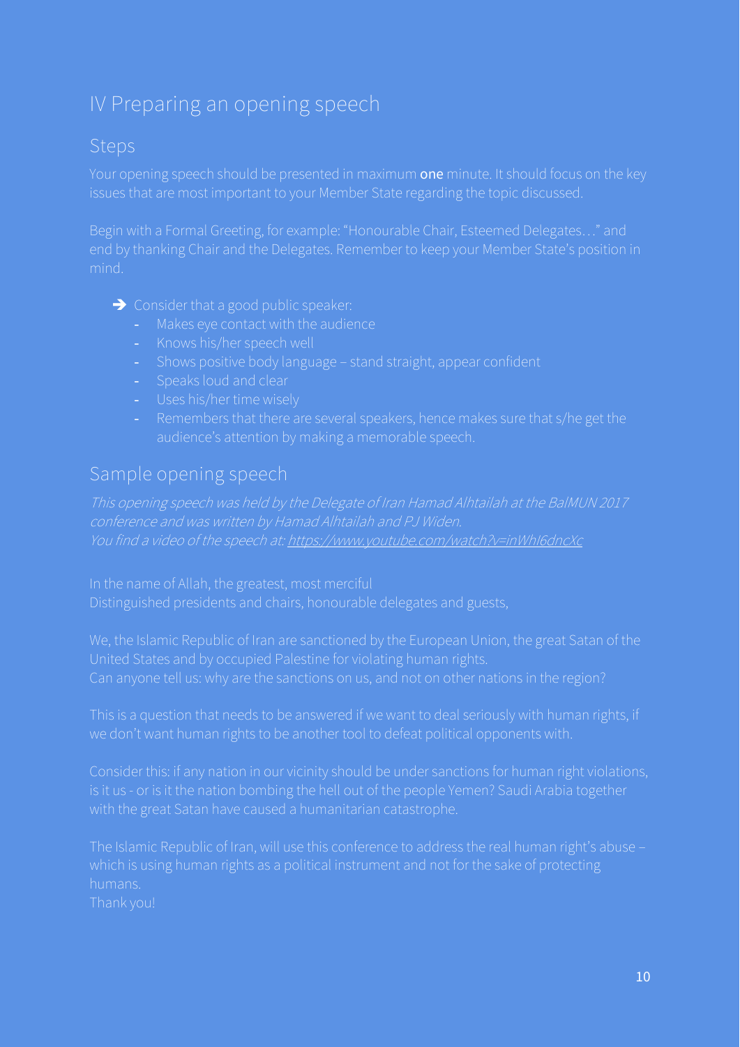# IV Preparing an opening speech

## Steps

Your opening speech should be presented in maximum **one** minute. It should focus on the key issues that are most important to your Member State regarding the topic discussed.

Begin with a Formal Greeting, for example: "Honourable Chair, Esteemed Delegates…" and end by thanking Chair and the Delegates. Remember to keep your Member State's position in mind.

➔ Consider that a good public speaker:

- Makes eye contact with the audience
- Knows his/her speech well
- Shows positive body language – stand straight, appear confident
- Speaks loud and clear
- Uses his/her time wisely
- Remembers that there are several speakers, hence makes sure that s/he get the audience's attention by making a memorable speech.

## Sample opening speech

*This opening speech was held by the Delegate of Iran Hamad Alhtailah at the BalMUN 2017 conference and was written by Hamad Alhtailah and PJ Widen.*
*You find a video of the speech at: [https://www.youtube.com/watch?v=inWhI6dncXc](https://www.youtube.com/watch?v=inWhI6dncXc)*

In the name of Allah, the greatest, most merciful
Distinguished presidents and chairs, honourable delegates and guests,

We, the Islamic Republic of Iran are sanctioned by the European Union, the great Satan of the United States and by occupied Palestine for violating human rights.
Can anyone tell us: why are the sanctions on us, and not on other nations in the region?

This is a question that needs to be answered if we want to deal seriously with human rights, if we don't want human rights to be another tool to defeat political opponents with.

Consider this: if any nation in our vicinity should be under sanctions for human right violations, is it us - or is it the nation bombing the hell out of the people Yemen? Saudi Arabia together with the great Satan have caused a humanitarian catastrophe.

The Islamic Republic of Iran, will use this conference to address the real human right's abuse – which is using human rights as a political instrument and not for the sake of protecting humans.
Thank you!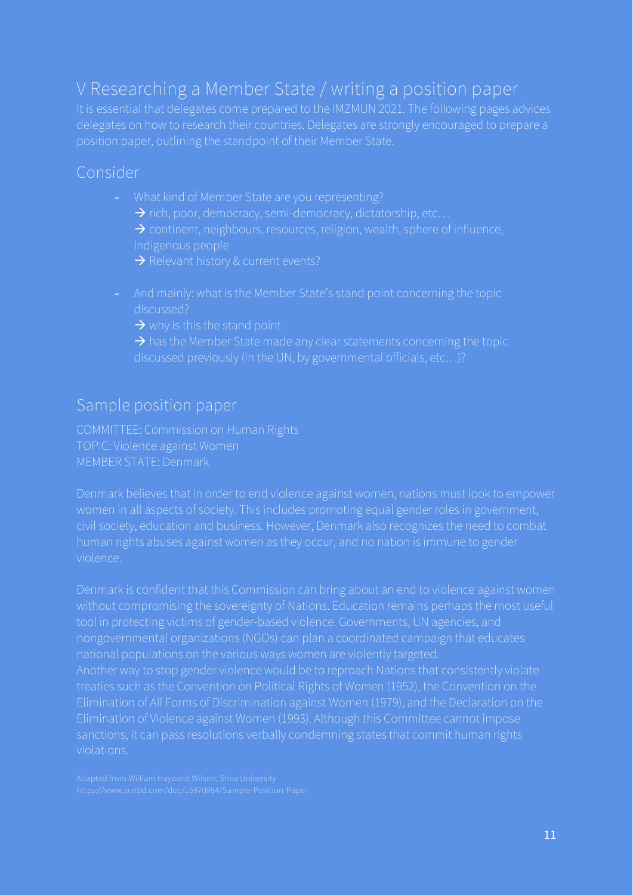# V Researching a Member State / writing a position paper

It is essential that delegates come prepared to the IMZMUN 2021. The following pages advices delegates on how to research their countries. Delegates are strongly encouraged to prepare a position paper, outlining the standpoint of their Member State.

## Consider

- What kind of Member State are you representing?
  → rich, poor, democracy, semi-democracy, dictatorship, etc…
  → continent, neighbours, resources, religion, wealth, sphere of influence, indigenous people
  → Relevant history & current events?

- And mainly: what is the Member State's stand point concerning the topic discussed?
  → why is this the stand point
  → has the Member State made any clear statements concerning the topic discussed previously (in the UN, by governmental officials, etc…)?

## Sample position paper

COMMITTEE: Commission on Human Rights
TOPIC: Violence against Women
MEMBER STATE: Denmark

Denmark believes that in order to end violence against women, nations must look to empower women in all aspects of society. This includes promoting equal gender roles in government, civil society, education and business. However, Denmark also recognizes the need to combat human rights abuses against women as they occur, and no nation is immune to gender violence.

Denmark is confident that this Commission can bring about an end to violence against women without compromising the sovereignty of Nations. Education remains perhaps the most useful tool in protecting victims of gender-based violence. Governments, UN agencies, and nongovernmental organizations (NGOs) can plan a coordinated campaign that educates national populations on the various ways women are violently targeted.
Another way to stop gender violence would be to reproach Nations that consistently violate treaties such as the Convention on Political Rights of Women (1952), the Convention on the Elimination of All Forms of Discrimination against Women (1979), and the Declaration on the Elimination of Violence against Women (1993). Although this Committee cannot impose sanctions, it can pass resolutions verbally condemning states that commit human rights violations.

Adapted from William Hayward Wilson, Shea University
https://www.scribd.com/doc/15970984/Sample-Position-Paper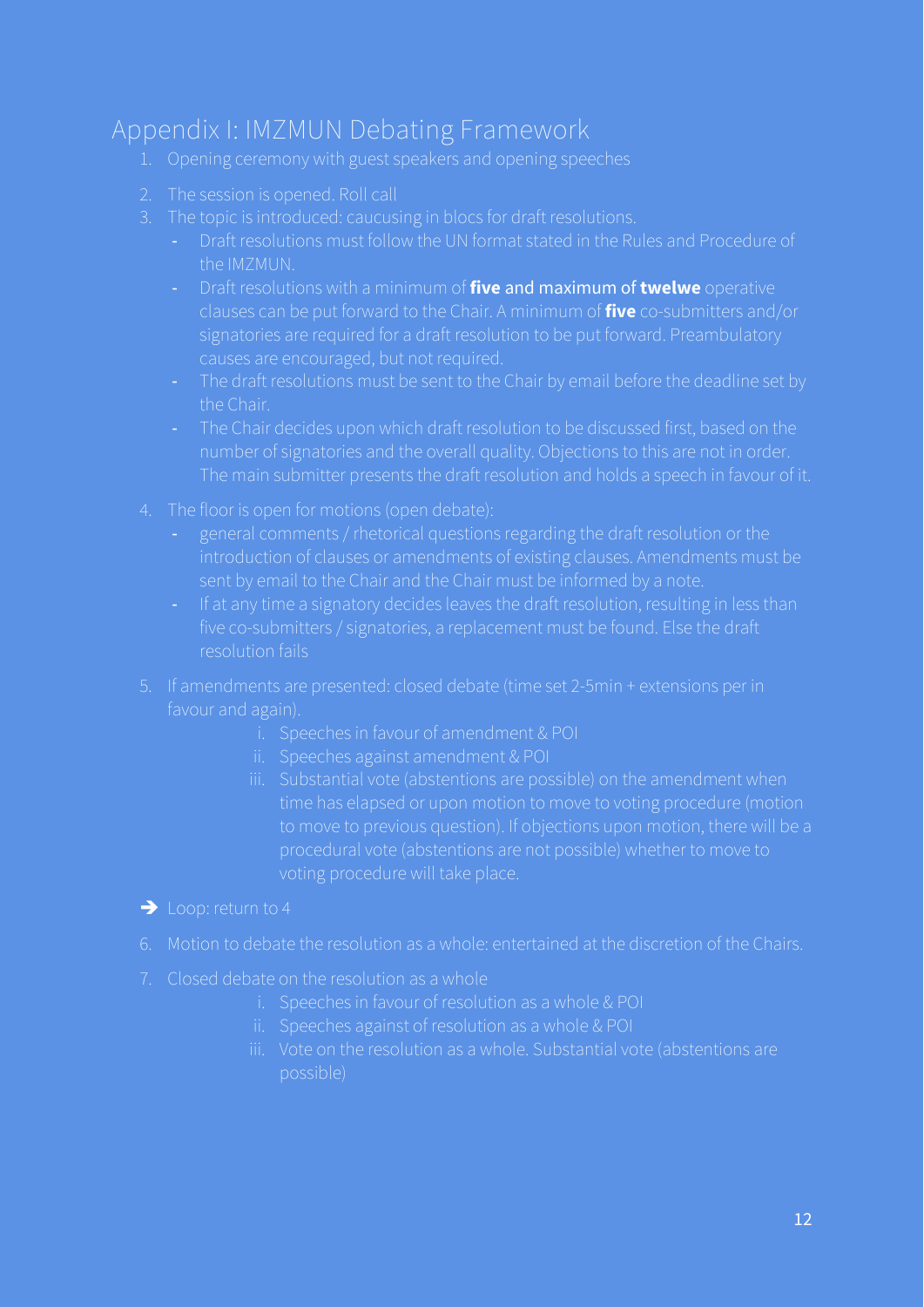# Appendix I: IMZMUN Debating Framework

1. Opening ceremony with guest speakers and opening speeches
2. The session is opened. Roll call
3. The topic is introduced: caucusing in blocs for draft resolutions.
   - Draft resolutions must follow the UN format stated in the Rules and Procedure of the IMZMUN.
   - Draft resolutions with a minimum of **five** and maximum of **twelwe** operative clauses can be put forward to the Chair. A minimum of **five** co-submitters and/or signatories are required for a draft resolution to be put forward. Preambulatory causes are encouraged, but not required.
   - The draft resolutions must be sent to the Chair by email before the deadline set by the Chair.
   - The Chair decides upon which draft resolution to be discussed first, based on the number of signatories and the overall quality. Objections to this are not in order. The main submitter presents the draft resolution and holds a speech in favour of it.
4. The floor is open for motions (open debate):
   - general comments / rhetorical questions regarding the draft resolution or the introduction of clauses or amendments of existing clauses. Amendments must be sent by email to the Chair and the Chair must be informed by a note.
   - If at any time a signatory decides leaves the draft resolution, resulting in less than five co-submitters / signatories, a replacement must be found. Else the draft resolution fails
5. If amendments are presented: closed debate (time set 2-5min + extensions per in favour and again).
   1. Speeches in favour of amendment & POI
   2. Speeches against amendment & POI
   3. Substantial vote (abstentions are possible) on the amendment when time has elapsed or upon motion to move to voting procedure (motion to move to previous question). If objections upon motion, there will be a procedural vote (abstentions are not possible) whether to move to voting procedure will take place.

➔ Loop: return to 4

6. Motion to debate the resolution as a whole: entertained at the discretion of the Chairs.
7. Closed debate on the resolution as a whole
   1. Speeches in favour of resolution as a whole & POI
   2. Speeches against of resolution as a whole & POI
   3. Vote on the resolution as a whole. Substantial vote (abstentions are possible)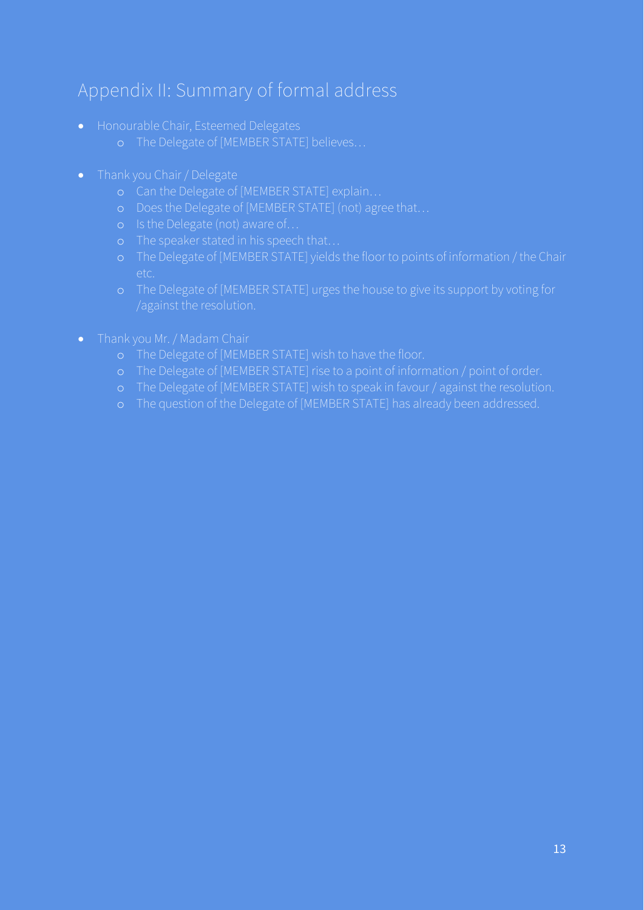# Appendix II: Summary of formal address

- Honourable Chair, Esteemed Delegates
  - The Delegate of [MEMBER STATE] believes…

- Thank you Chair / Delegate
  - Can the Delegate of [MEMBER STATE] explain…
  - Does the Delegate of [MEMBER STATE] (not) agree that…
  - Is the Delegate (not) aware of…
  - The speaker stated in his speech that…
  - The Delegate of [MEMBER STATE] yields the floor to points of information / the Chair etc.
  - The Delegate of [MEMBER STATE] urges the house to give its support by voting for /against the resolution.

- Thank you Mr. / Madam Chair
  - The Delegate of [MEMBER STATE] wish to have the floor.
  - The Delegate of [MEMBER STATE] rise to a point of information / point of order.
  - The Delegate of [MEMBER STATE] wish to speak in favour / against the resolution.
  - The question of the Delegate of [MEMBER STATE] has already been addressed.